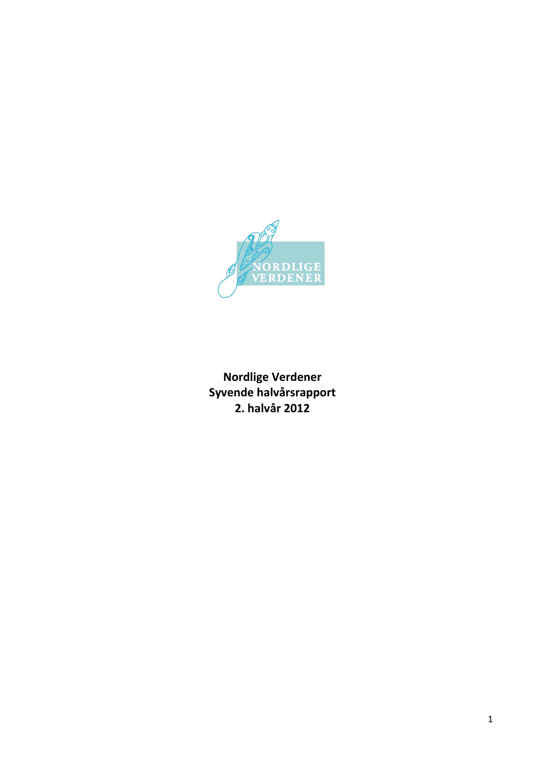NORDLIGE VERDENER

**Nordlige Verdener**
**Syvende halvårsrapport**
**2. halvår 2012**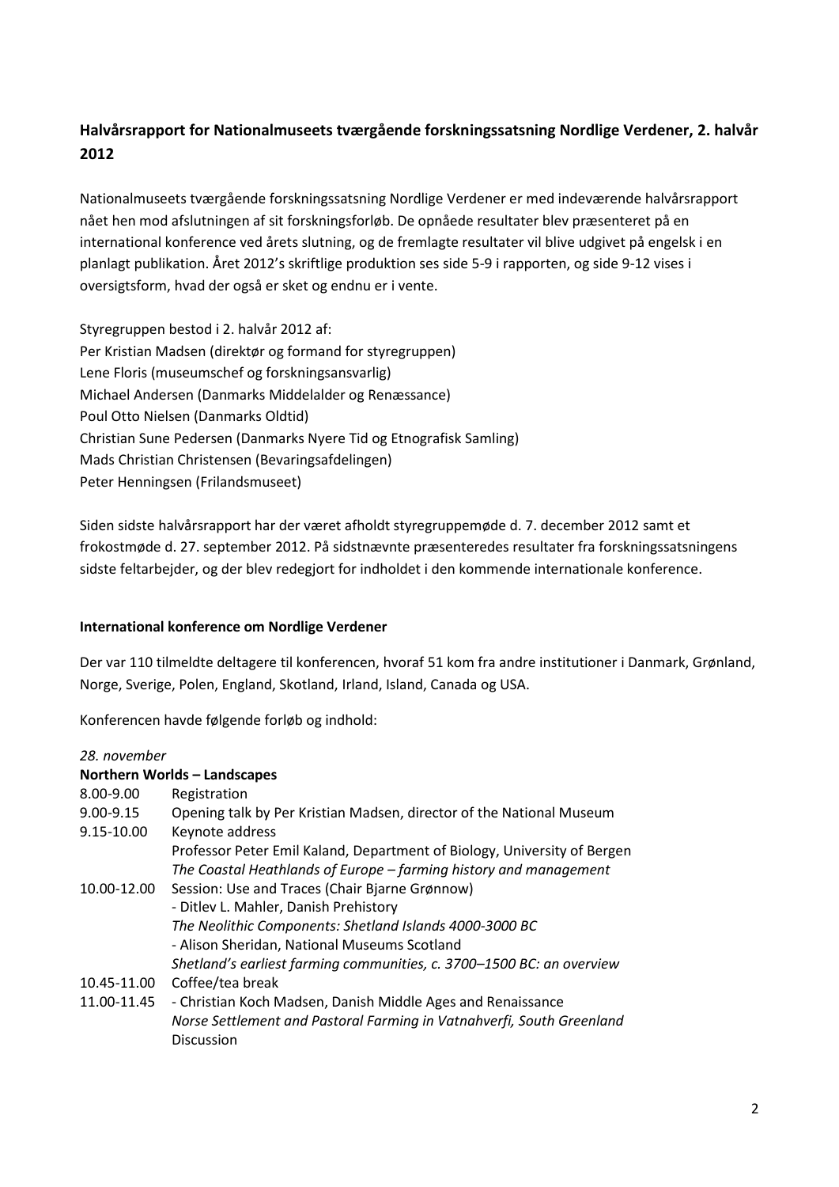## Halvårsrapport for Nationalmuseets tværgående forskningssatsning Nordlige Verdener, 2. halvår 2012

Nationalmuseets tværgående forskningssatsning Nordlige Verdener er med indeværende halvårsrapport nået hen mod afslutningen af sit forskningsforløb. De opnåede resultater blev præsenteret på en international konference ved årets slutning, og de fremlagte resultater vil blive udgivet på engelsk i en planlagt publikation. Året 2012's skriftlige produktion ses side 5-9 i rapporten, og side 9-12 vises i oversigtsform, hvad der også er sket og endnu er i vente.

Styregruppen bestod i 2. halvår 2012 af:
Per Kristian Madsen (direktør og formand for styregruppen)
Lene Floris (museumschef og forskningsansvarlig)
Michael Andersen (Danmarks Middelalder og Renæssance)
Poul Otto Nielsen (Danmarks Oldtid)
Christian Sune Pedersen (Danmarks Nyere Tid og Etnografisk Samling)
Mads Christian Christensen (Bevaringsafdelingen)
Peter Henningsen (Frilandsmuseet)

Siden sidste halvårsrapport har der været afholdt styregruppemøde d. 7. december 2012 samt et frokostmøde d. 27. september 2012. På sidstnævnte præsenteredes resultater fra forskningssatsningens sidste feltarbejder, og der blev redegjort for indholdet i den kommende internationale konference.

### International konference om Nordlige Verdener

Der var 110 tilmeldte deltagere til konferencen, hvoraf 51 kom fra andre institutioner i Danmark, Grønland, Norge, Sverige, Polen, England, Skotland, Irland, Island, Canada og USA.

Konferencen havde følgende forløb og indhold:

*28. november*

**Northern Worlds – Landscapes**

| | |
|---|---|
| 8.00-9.00 | Registration |
| 9.00-9.15 | Opening talk by Per Kristian Madsen, director of the National Museum |
| 9.15-10.00 | Keynote address<br>Professor Peter Emil Kaland, Department of Biology, University of Bergen<br>*The Coastal Heathlands of Europe – farming history and management* |
| 10.00-12.00 | Session: Use and Traces (Chair Bjarne Grønnow)<br>- Ditlev L. Mahler, Danish Prehistory<br>*The Neolithic Components: Shetland Islands 4000-3000 BC*<br>- Alison Sheridan, National Museums Scotland<br>*Shetland's earliest farming communities, c. 3700–1500 BC: an overview* |
| 10.45-11.00 | Coffee/tea break |
| 11.00-11.45 | - Christian Koch Madsen, Danish Middle Ages and Renaissance<br>*Norse Settlement and Pastoral Farming in Vatnahverfi, South Greenland*<br>Discussion |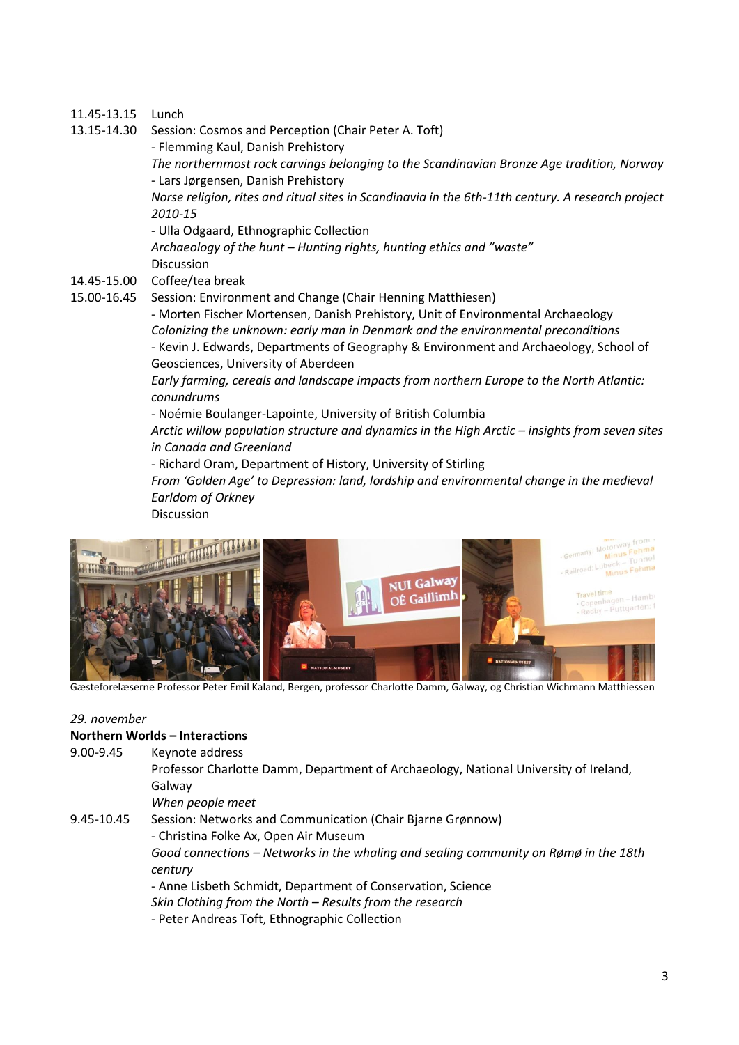11.45-13.15 Lunch

13.15-14.30 Session: Cosmos and Perception (Chair Peter A. Toft)

- Flemming Kaul, Danish Prehistory
  *The northernmost rock carvings belonging to the Scandinavian Bronze Age tradition, Norway*
- Lars Jørgensen, Danish Prehistory
  *Norse religion, rites and ritual sites in Scandinavia in the 6th-11th century. A research project 2010-15*
- Ulla Odgaard, Ethnographic Collection
  *Archaeology of the hunt – Hunting rights, hunting ethics and "waste"*

Discussion

14.45-15.00 Coffee/tea break

15.00-16.45 Session: Environment and Change (Chair Henning Matthiesen)

- Morten Fischer Mortensen, Danish Prehistory, Unit of Environmental Archaeology
  *Colonizing the unknown: early man in Denmark and the environmental preconditions*
- Kevin J. Edwards, Departments of Geography & Environment and Archaeology, School of Geosciences, University of Aberdeen
  *Early farming, cereals and landscape impacts from northern Europe to the North Atlantic: conundrums*
- Noémie Boulanger-Lapointe, University of British Columbia
  *Arctic willow population structure and dynamics in the High Arctic – insights from seven sites in Canada and Greenland*
- Richard Oram, Department of History, University of Stirling
  *From 'Golden Age' to Depression: land, lordship and environmental change in the medieval Earldom of Orkney*

Discussion

Gæsteforelæserne Professor Peter Emil Kaland, Bergen, professor Charlotte Damm, Galway, og Christian Wichmann Matthiessen

*29. november*

**Northern Worlds – Interactions**

9.00-9.45 Keynote address

Professor Charlotte Damm, Department of Archaeology, National University of Ireland, Galway
*When people meet*

9.45-10.45 Session: Networks and Communication (Chair Bjarne Grønnow)

- Christina Folke Ax, Open Air Museum
  *Good connections – Networks in the whaling and sealing community on Rømø in the 18th century*
- Anne Lisbeth Schmidt, Department of Conservation, Science
  *Skin Clothing from the North – Results from the research*
- Peter Andreas Toft, Ethnographic Collection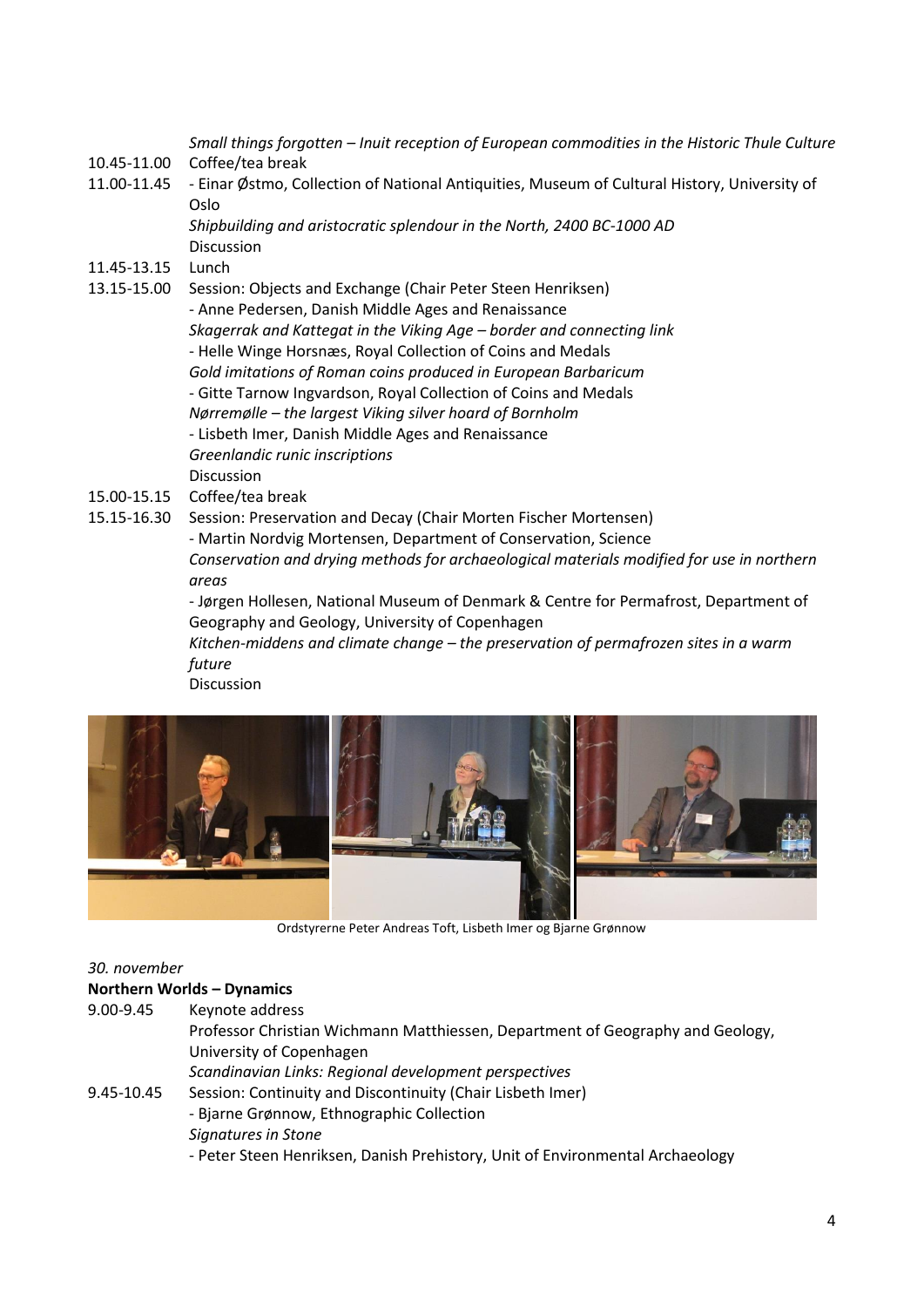*Small things forgotten – Inuit reception of European commodities in the Historic Thule Culture*

10.45-11.00 Coffee/tea break

11.00-11.45 - Einar Østmo, Collection of National Antiquities, Museum of Cultural History, University of Oslo
*Shipbuilding and aristocratic splendour in the North, 2400 BC-1000 AD*
Discussion

11.45-13.15 Lunch

13.15-15.00 Session: Objects and Exchange (Chair Peter Steen Henriksen)
- Anne Pedersen, Danish Middle Ages and Renaissance
*Skagerrak and Kattegat in the Viking Age – border and connecting link*
- Helle Winge Horsnæs, Royal Collection of Coins and Medals
*Gold imitations of Roman coins produced in European Barbaricum*
- Gitte Tarnow Ingvardson, Royal Collection of Coins and Medals
*Nørremølle – the largest Viking silver hoard of Bornholm*
- Lisbeth Imer, Danish Middle Ages and Renaissance
*Greenlandic runic inscriptions*
Discussion

15.00-15.15 Coffee/tea break

15.15-16.30 Session: Preservation and Decay (Chair Morten Fischer Mortensen)
- Martin Nordvig Mortensen, Department of Conservation, Science
*Conservation and drying methods for archaeological materials modified for use in northern areas*
- Jørgen Hollesen, National Museum of Denmark & Centre for Permafrost, Department of Geography and Geology, University of Copenhagen
*Kitchen-middens and climate change – the preservation of permafrozen sites in a warm future*
Discussion

Ordstyrerne Peter Andreas Toft, Lisbeth Imer og Bjarne Grønnow

*30. november*

**Northern Worlds – Dynamics**

9.00-9.45 Keynote address
Professor Christian Wichmann Matthiessen, Department of Geography and Geology, University of Copenhagen
*Scandinavian Links: Regional development perspectives*

9.45-10.45 Session: Continuity and Discontinuity (Chair Lisbeth Imer)
- Bjarne Grønnow, Ethnographic Collection
*Signatures in Stone*
- Peter Steen Henriksen, Danish Prehistory, Unit of Environmental Archaeology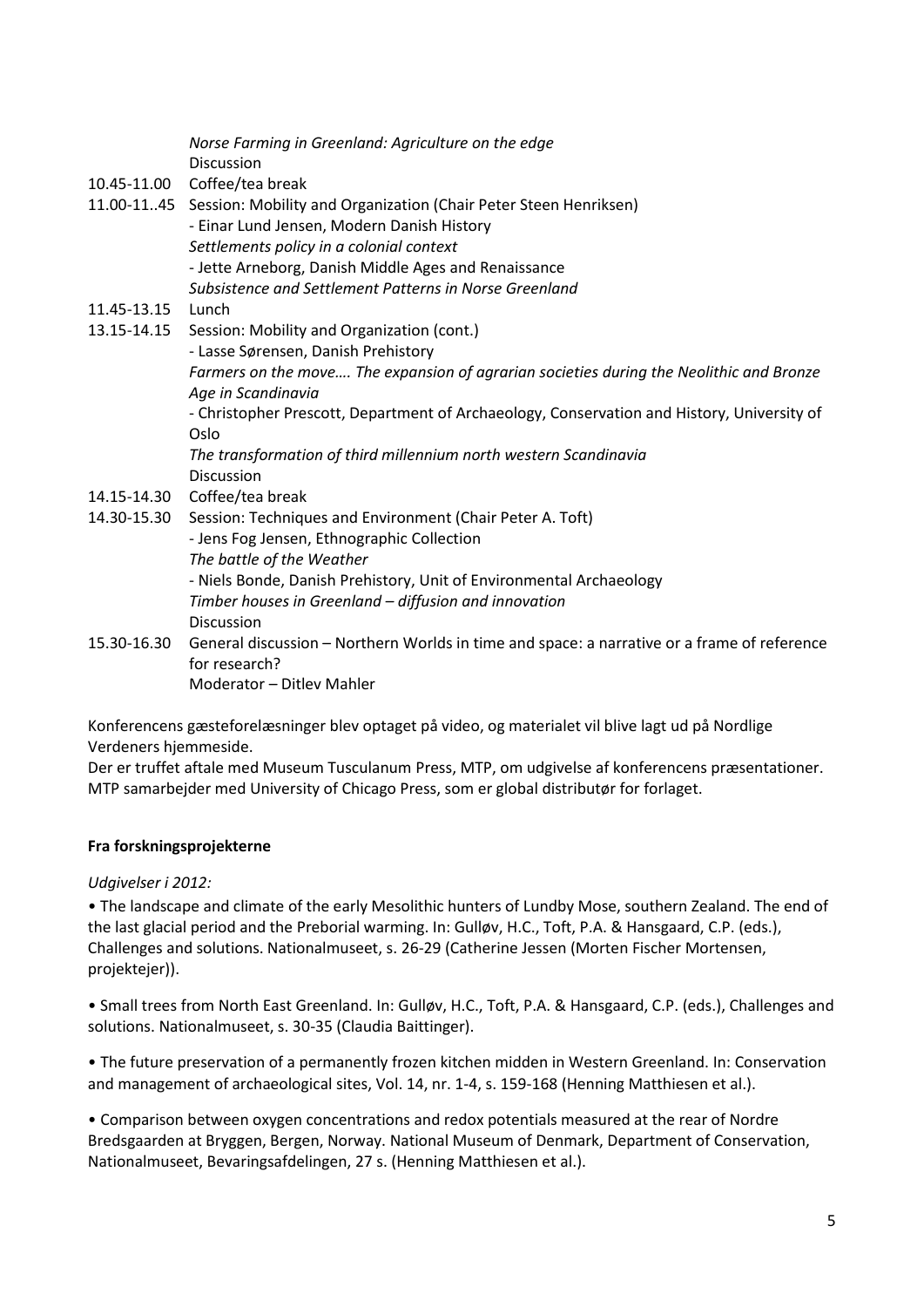| | |
|---|---|
| | *Norse Farming in Greenland: Agriculture on the edge* |
| | Discussion |
| 10.45-11.00 | Coffee/tea break |
| 11.00-11..45 | Session: Mobility and Organization (Chair Peter Steen Henriksen) |
| | - Einar Lund Jensen, Modern Danish History |
| | *Settlements policy in a colonial context* |
| | - Jette Arneborg, Danish Middle Ages and Renaissance |
| | *Subsistence and Settlement Patterns in Norse Greenland* |
| 11.45-13.15 | Lunch |
| 13.15-14.15 | Session: Mobility and Organization (cont.) |
| | - Lasse Sørensen, Danish Prehistory |
| | *Farmers on the move…. The expansion of agrarian societies during the Neolithic and Bronze Age in Scandinavia* |
| | - Christopher Prescott, Department of Archaeology, Conservation and History, University of Oslo |
| | *The transformation of third millennium north western Scandinavia* |
| | Discussion |
| 14.15-14.30 | Coffee/tea break |
| 14.30-15.30 | Session: Techniques and Environment (Chair Peter A. Toft) |
| | - Jens Fog Jensen, Ethnographic Collection |
| | *The battle of the Weather* |
| | - Niels Bonde, Danish Prehistory, Unit of Environmental Archaeology |
| | *Timber houses in Greenland – diffusion and innovation* |
| | Discussion |
| 15.30-16.30 | General discussion – Northern Worlds in time and space: a narrative or a frame of reference for research? |
| | Moderator – Ditlev Mahler |

Konferencens gæsteforelæsninger blev optaget på video, og materialet vil blive lagt ud på Nordlige Verdeners hjemmeside.

Der er truffet aftale med Museum Tusculanum Press, MTP, om udgivelse af konferencens præsentationer. MTP samarbejder med University of Chicago Press, som er global distributør for forlaget.

**Fra forskningsprojekterne**

*Udgivelser i 2012:*

• The landscape and climate of the early Mesolithic hunters of Lundby Mose, southern Zealand. The end of the last glacial period and the Preborial warming. In: Gulløv, H.C., Toft, P.A. & Hansgaard, C.P. (eds.), Challenges and solutions. Nationalmuseet, s. 26-29 (Catherine Jessen (Morten Fischer Mortensen, projektejer)).

• Small trees from North East Greenland. In: Gulløv, H.C., Toft, P.A. & Hansgaard, C.P. (eds.), Challenges and solutions. Nationalmuseet, s. 30-35 (Claudia Baittinger).

• The future preservation of a permanently frozen kitchen midden in Western Greenland. In: Conservation and management of archaeological sites, Vol. 14, nr. 1-4, s. 159-168 (Henning Matthiesen et al.).

• Comparison between oxygen concentrations and redox potentials measured at the rear of Nordre Bredsgaarden at Bryggen, Bergen, Norway. National Museum of Denmark, Department of Conservation, Nationalmuseet, Bevaringsafdelingen, 27 s. (Henning Matthiesen et al.).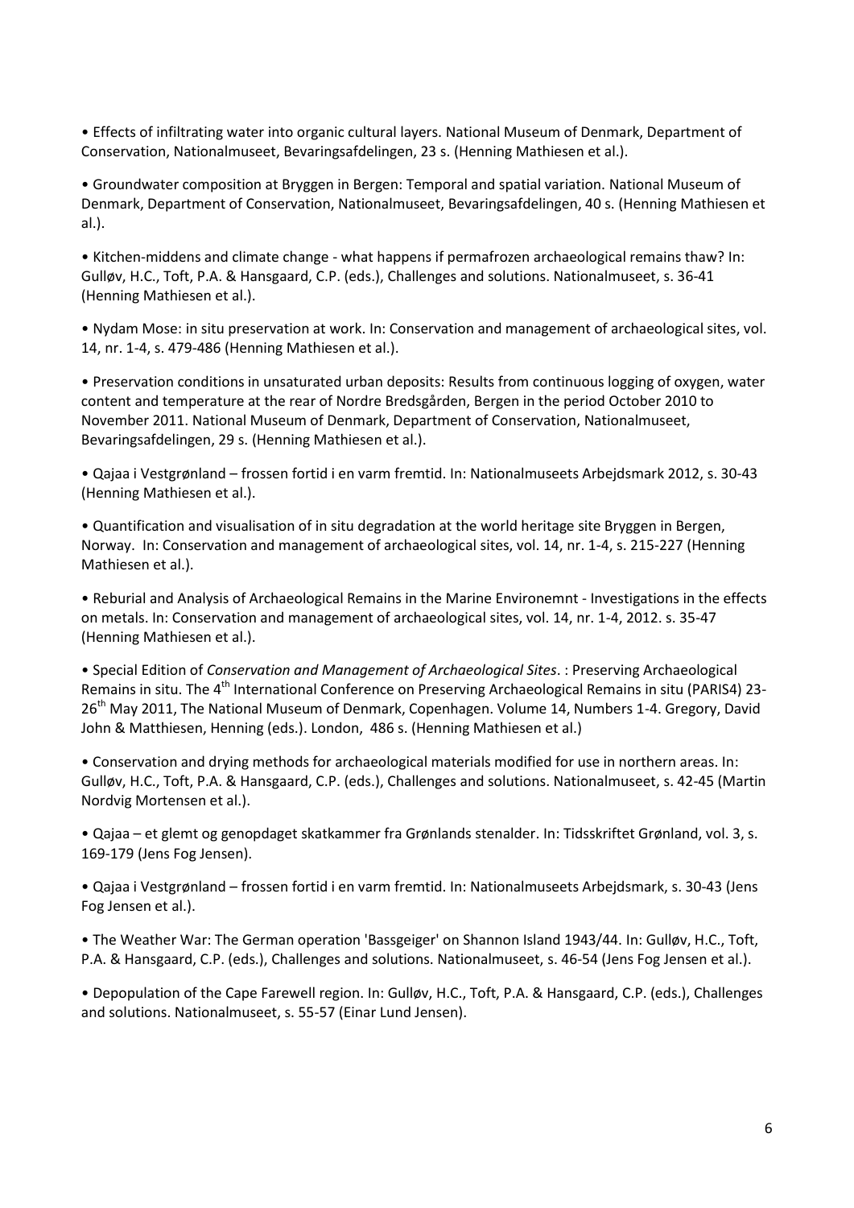- Effects of infiltrating water into organic cultural layers. National Museum of Denmark, Department of Conservation, Nationalmuseet, Bevaringsafdelingen, 23 s. (Henning Mathiesen et al.).

- Groundwater composition at Bryggen in Bergen: Temporal and spatial variation. National Museum of Denmark, Department of Conservation, Nationalmuseet, Bevaringsafdelingen, 40 s. (Henning Mathiesen et al.).

- Kitchen-middens and climate change - what happens if permafrozen archaeological remains thaw? In: Gulløv, H.C., Toft, P.A. & Hansgaard, C.P. (eds.), Challenges and solutions. Nationalmuseet, s. 36-41 (Henning Mathiesen et al.).

- Nydam Mose: in situ preservation at work. In: Conservation and management of archaeological sites, vol. 14, nr. 1-4, s. 479-486 (Henning Mathiesen et al.).

- Preservation conditions in unsaturated urban deposits: Results from continuous logging of oxygen, water content and temperature at the rear of Nordre Bredsgården, Bergen in the period October 2010 to November 2011. National Museum of Denmark, Department of Conservation, Nationalmuseet, Bevaringsafdelingen, 29 s. (Henning Mathiesen et al.).

- Qajaa i Vestgrønland – frossen fortid i en varm fremtid. In: Nationalmuseets Arbejdsmark 2012, s. 30-43 (Henning Mathiesen et al.).

- Quantification and visualisation of in situ degradation at the world heritage site Bryggen in Bergen, Norway. In: Conservation and management of archaeological sites, vol. 14, nr. 1-4, s. 215-227 (Henning Mathiesen et al.).

- Reburial and Analysis of Archaeological Remains in the Marine Environemnt - Investigations in the effects on metals. In: Conservation and management of archaeological sites, vol. 14, nr. 1-4, 2012. s. 35-47 (Henning Mathiesen et al.).

- Special Edition of *Conservation and Management of Archaeological Sites*. : Preserving Archaeological Remains in situ. The 4th International Conference on Preserving Archaeological Remains in situ (PARIS4) 23-26th May 2011, The National Museum of Denmark, Copenhagen. Volume 14, Numbers 1-4. Gregory, David John & Matthiesen, Henning (eds.). London, 486 s. (Henning Mathiesen et al.)

- Conservation and drying methods for archaeological materials modified for use in northern areas. In: Gulløv, H.C., Toft, P.A. & Hansgaard, C.P. (eds.), Challenges and solutions. Nationalmuseet, s. 42-45 (Martin Nordvig Mortensen et al.).

- Qajaa – et glemt og genopdaget skatkammer fra Grønlands stenalder. In: Tidsskriftet Grønland, vol. 3, s. 169-179 (Jens Fog Jensen).

- Qajaa i Vestgrønland – frossen fortid i en varm fremtid. In: Nationalmuseets Arbejdsmark, s. 30-43 (Jens Fog Jensen et al.).

- The Weather War: The German operation 'Bassgeiger' on Shannon Island 1943/44. In: Gulløv, H.C., Toft, P.A. & Hansgaard, C.P. (eds.), Challenges and solutions. Nationalmuseet, s. 46-54 (Jens Fog Jensen et al.).

- Depopulation of the Cape Farewell region. In: Gulløv, H.C., Toft, P.A. & Hansgaard, C.P. (eds.), Challenges and solutions. Nationalmuseet, s. 55-57 (Einar Lund Jensen).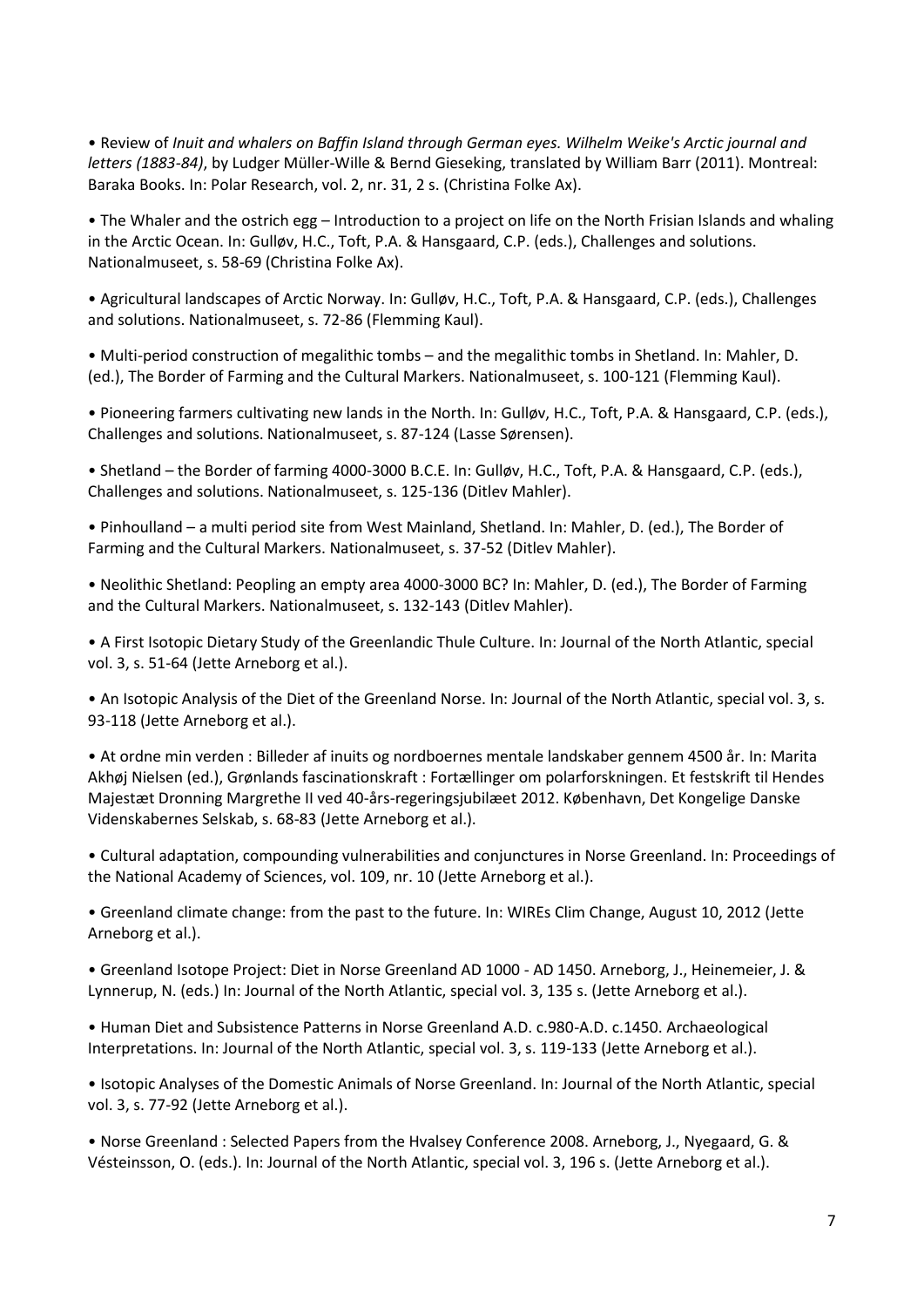- Review of *Inuit and whalers on Baffin Island through German eyes. Wilhelm Weike's Arctic journal and letters (1883-84)*, by Ludger Müller-Wille & Bernd Gieseking, translated by William Barr (2011). Montreal: Baraka Books. In: Polar Research, vol. 2, nr. 31, 2 s. (Christina Folke Ax).

- The Whaler and the ostrich egg – Introduction to a project on life on the North Frisian Islands and whaling in the Arctic Ocean. In: Gulløv, H.C., Toft, P.A. & Hansgaard, C.P. (eds.), Challenges and solutions. Nationalmuseet, s. 58-69 (Christina Folke Ax).

- Agricultural landscapes of Arctic Norway. In: Gulløv, H.C., Toft, P.A. & Hansgaard, C.P. (eds.), Challenges and solutions. Nationalmuseet, s. 72-86 (Flemming Kaul).

- Multi-period construction of megalithic tombs – and the megalithic tombs in Shetland. In: Mahler, D. (ed.), The Border of Farming and the Cultural Markers. Nationalmuseet, s. 100-121 (Flemming Kaul).

- Pioneering farmers cultivating new lands in the North. In: Gulløv, H.C., Toft, P.A. & Hansgaard, C.P. (eds.), Challenges and solutions. Nationalmuseet, s. 87-124 (Lasse Sørensen).

- Shetland – the Border of farming 4000-3000 B.C.E. In: Gulløv, H.C., Toft, P.A. & Hansgaard, C.P. (eds.), Challenges and solutions. Nationalmuseet, s. 125-136 (Ditlev Mahler).

- Pinhoulland – a multi period site from West Mainland, Shetland. In: Mahler, D. (ed.), The Border of Farming and the Cultural Markers. Nationalmuseet, s. 37-52 (Ditlev Mahler).

- Neolithic Shetland: Peopling an empty area 4000-3000 BC? In: Mahler, D. (ed.), The Border of Farming and the Cultural Markers. Nationalmuseet, s. 132-143 (Ditlev Mahler).

- A First Isotopic Dietary Study of the Greenlandic Thule Culture. In: Journal of the North Atlantic, special vol. 3, s. 51-64 (Jette Arneborg et al.).

- An Isotopic Analysis of the Diet of the Greenland Norse. In: Journal of the North Atlantic, special vol. 3, s. 93-118 (Jette Arneborg et al.).

- At ordne min verden : Billeder af inuits og nordboernes mentale landskaber gennem 4500 år. In: Marita Akhøj Nielsen (ed.), Grønlands fascinationskraft : Fortællinger om polarforskningen. Et festskrift til Hendes Majestæt Dronning Margrethe II ved 40-års-regeringsjubilæet 2012. København, Det Kongelige Danske Videnskabernes Selskab, s. 68-83 (Jette Arneborg et al.).

- Cultural adaptation, compounding vulnerabilities and conjunctures in Norse Greenland. In: Proceedings of the National Academy of Sciences, vol. 109, nr. 10 (Jette Arneborg et al.).

- Greenland climate change: from the past to the future. In: WIREs Clim Change, August 10, 2012 (Jette Arneborg et al.).

- Greenland Isotope Project: Diet in Norse Greenland AD 1000 - AD 1450. Arneborg, J., Heinemeier, J. & Lynnerup, N. (eds.) In: Journal of the North Atlantic, special vol. 3, 135 s. (Jette Arneborg et al.).

- Human Diet and Subsistence Patterns in Norse Greenland A.D. c.980-A.D. c.1450. Archaeological Interpretations. In: Journal of the North Atlantic, special vol. 3, s. 119-133 (Jette Arneborg et al.).

- Isotopic Analyses of the Domestic Animals of Norse Greenland. In: Journal of the North Atlantic, special vol. 3, s. 77-92 (Jette Arneborg et al.).

- Norse Greenland : Selected Papers from the Hvalsey Conference 2008. Arneborg, J., Nyegaard, G. & Vésteinsson, O. (eds.). In: Journal of the North Atlantic, special vol. 3, 196 s. (Jette Arneborg et al.).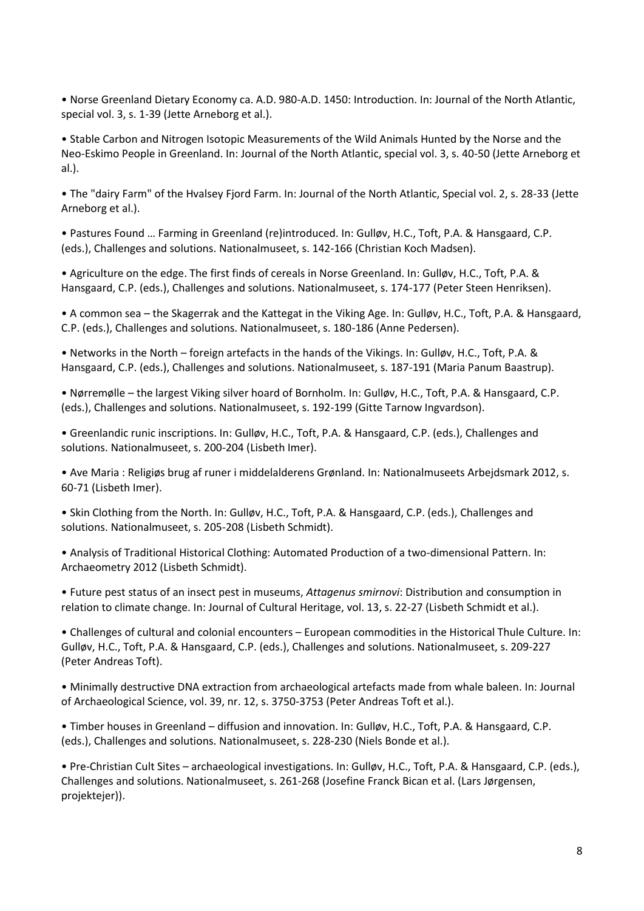- Norse Greenland Dietary Economy ca. A.D. 980-A.D. 1450: Introduction. In: Journal of the North Atlantic, special vol. 3, s. 1-39 (Jette Arneborg et al.).

- Stable Carbon and Nitrogen Isotopic Measurements of the Wild Animals Hunted by the Norse and the Neo-Eskimo People in Greenland. In: Journal of the North Atlantic, special vol. 3, s. 40-50 (Jette Arneborg et al.).

- The "dairy Farm" of the Hvalsey Fjord Farm. In: Journal of the North Atlantic, Special vol. 2, s. 28-33 (Jette Arneborg et al.).

- Pastures Found … Farming in Greenland (re)introduced. In: Gulløv, H.C., Toft, P.A. & Hansgaard, C.P. (eds.), Challenges and solutions. Nationalmuseet, s. 142-166 (Christian Koch Madsen).

- Agriculture on the edge. The first finds of cereals in Norse Greenland. In: Gulløv, H.C., Toft, P.A. & Hansgaard, C.P. (eds.), Challenges and solutions. Nationalmuseet, s. 174-177 (Peter Steen Henriksen).

- A common sea – the Skagerrak and the Kattegat in the Viking Age. In: Gulløv, H.C., Toft, P.A. & Hansgaard, C.P. (eds.), Challenges and solutions. Nationalmuseet, s. 180-186 (Anne Pedersen).

- Networks in the North – foreign artefacts in the hands of the Vikings. In: Gulløv, H.C., Toft, P.A. & Hansgaard, C.P. (eds.), Challenges and solutions. Nationalmuseet, s. 187-191 (Maria Panum Baastrup).

- Nørremølle – the largest Viking silver hoard of Bornholm. In: Gulløv, H.C., Toft, P.A. & Hansgaard, C.P. (eds.), Challenges and solutions. Nationalmuseet, s. 192-199 (Gitte Tarnow Ingvardson).

- Greenlandic runic inscriptions. In: Gulløv, H.C., Toft, P.A. & Hansgaard, C.P. (eds.), Challenges and solutions. Nationalmuseet, s. 200-204 (Lisbeth Imer).

- Ave Maria : Religiøs brug af runer i middelalderens Grønland. In: Nationalmuseets Arbejdsmark 2012, s. 60-71 (Lisbeth Imer).

- Skin Clothing from the North. In: Gulløv, H.C., Toft, P.A. & Hansgaard, C.P. (eds.), Challenges and solutions. Nationalmuseet, s. 205-208 (Lisbeth Schmidt).

- Analysis of Traditional Historical Clothing: Automated Production of a two-dimensional Pattern. In: Archaeometry 2012 (Lisbeth Schmidt).

- Future pest status of an insect pest in museums, *Attagenus smirnovi*: Distribution and consumption in relation to climate change. In: Journal of Cultural Heritage, vol. 13, s. 22-27 (Lisbeth Schmidt et al.).

- Challenges of cultural and colonial encounters – European commodities in the Historical Thule Culture. In: Gulløv, H.C., Toft, P.A. & Hansgaard, C.P. (eds.), Challenges and solutions. Nationalmuseet, s. 209-227 (Peter Andreas Toft).

- Minimally destructive DNA extraction from archaeological artefacts made from whale baleen. In: Journal of Archaeological Science, vol. 39, nr. 12, s. 3750-3753 (Peter Andreas Toft et al.).

- Timber houses in Greenland – diffusion and innovation. In: Gulløv, H.C., Toft, P.A. & Hansgaard, C.P. (eds.), Challenges and solutions. Nationalmuseet, s. 228-230 (Niels Bonde et al.).

- Pre-Christian Cult Sites – archaeological investigations. In: Gulløv, H.C., Toft, P.A. & Hansgaard, C.P. (eds.), Challenges and solutions. Nationalmuseet, s. 261-268 (Josefine Franck Bican et al. (Lars Jørgensen, projektejer)).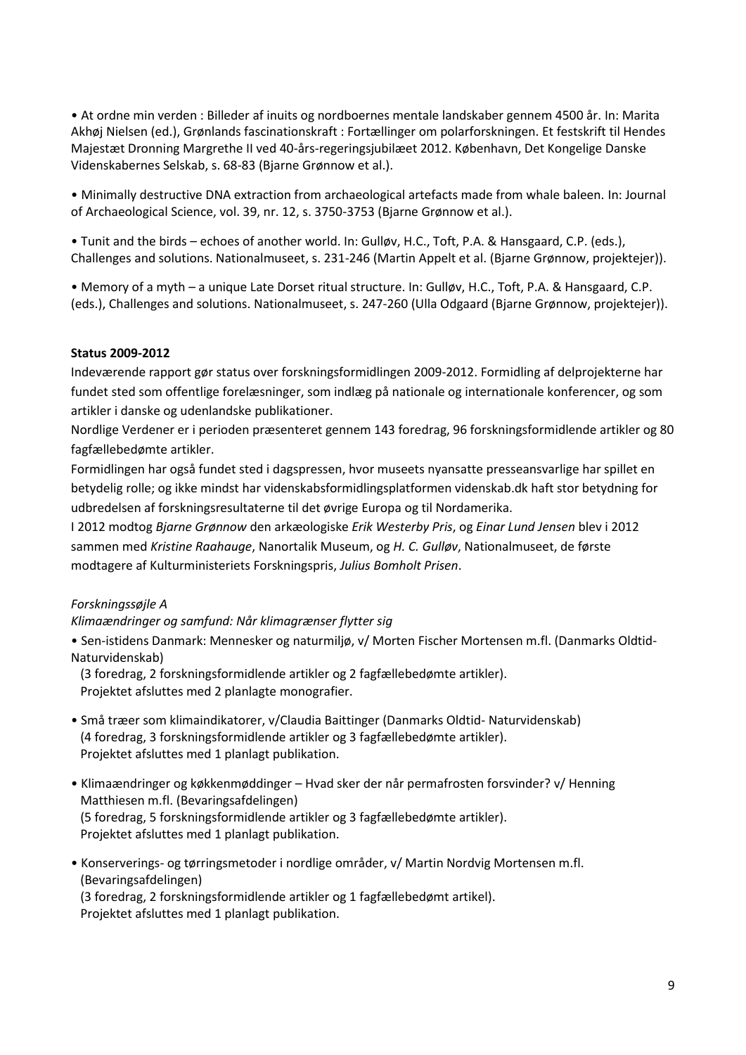• At ordne min verden : Billeder af inuits og nordboernes mentale landskaber gennem 4500 år. In: Marita Akhøj Nielsen (ed.), Grønlands fascinationskraft : Fortællinger om polarforskningen. Et festskrift til Hendes Majestæt Dronning Margrethe II ved 40-års-regeringsjubilæet 2012. København, Det Kongelige Danske Videnskabernes Selskab, s. 68-83 (Bjarne Grønnow et al.).

• Minimally destructive DNA extraction from archaeological artefacts made from whale baleen. In: Journal of Archaeological Science, vol. 39, nr. 12, s. 3750-3753 (Bjarne Grønnow et al.).

• Tunit and the birds – echoes of another world. In: Gulløv, H.C., Toft, P.A. & Hansgaard, C.P. (eds.), Challenges and solutions. Nationalmuseet, s. 231-246 (Martin Appelt et al. (Bjarne Grønnow, projektejer)).

• Memory of a myth – a unique Late Dorset ritual structure. In: Gulløv, H.C., Toft, P.A. & Hansgaard, C.P. (eds.), Challenges and solutions. Nationalmuseet, s. 247-260 (Ulla Odgaard (Bjarne Grønnow, projektejer)).

**Status 2009-2012**

Indeværende rapport gør status over forskningsformidlingen 2009-2012. Formidling af delprojekterne har fundet sted som offentlige forelæsninger, som indlæg på nationale og internationale konferencer, og som artikler i danske og udenlandske publikationer.

Nordlige Verdener er i perioden præsenteret gennem 143 foredrag, 96 forskningsformidlende artikler og 80 fagfællebedømte artikler.

Formidlingen har også fundet sted i dagspressen, hvor museets nyansatte presseansvarlige har spillet en betydelig rolle; og ikke mindst har videnskabsformidlingsplatformen videnskab.dk haft stor betydning for udbredelsen af forskningsresultaterne til det øvrige Europa og til Nordamerika.

I 2012 modtog *Bjarne Grønnow* den arkæologiske *Erik Westerby Pris*, og *Einar Lund Jensen* blev i 2012 sammen med *Kristine Raahauge*, Nanortalik Museum, og *H. C. Gulløv*, Nationalmuseet, de første modtagere af Kulturministeriets Forskningspris, *Julius Bomholt Prisen*.

*Forskningssøjle A*

*Klimaændringer og samfund: Når klimagrænser flytter sig*

• Sen-istidens Danmark: Mennesker og naturmiljø, v/ Morten Fischer Mortensen m.fl. (Danmarks Oldtid- Naturvidenskab)
  (3 foredrag, 2 forskningsformidlende artikler og 2 fagfællebedømte artikler).
  Projektet afsluttes med 2 planlagte monografier.

• Små træer som klimaindikatorer, v/Claudia Baittinger (Danmarks Oldtid- Naturvidenskab)
  (4 foredrag, 3 forskningsformidlende artikler og 3 fagfællebedømte artikler).
  Projektet afsluttes med 1 planlagt publikation.

• Klimaændringer og køkkenmøddinger – Hvad sker der når permafrosten forsvinder? v/ Henning Matthiesen m.fl. (Bevaringsafdelingen)
  (5 foredrag, 5 forskningsformidlende artikler og 3 fagfællebedømte artikler).
  Projektet afsluttes med 1 planlagt publikation.

• Konserverings- og tørringsmetoder i nordlige områder, v/ Martin Nordvig Mortensen m.fl. (Bevaringsafdelingen)
  (3 foredrag, 2 forskningsformidlende artikler og 1 fagfællebedømt artikel).
  Projektet afsluttes med 1 planlagt publikation.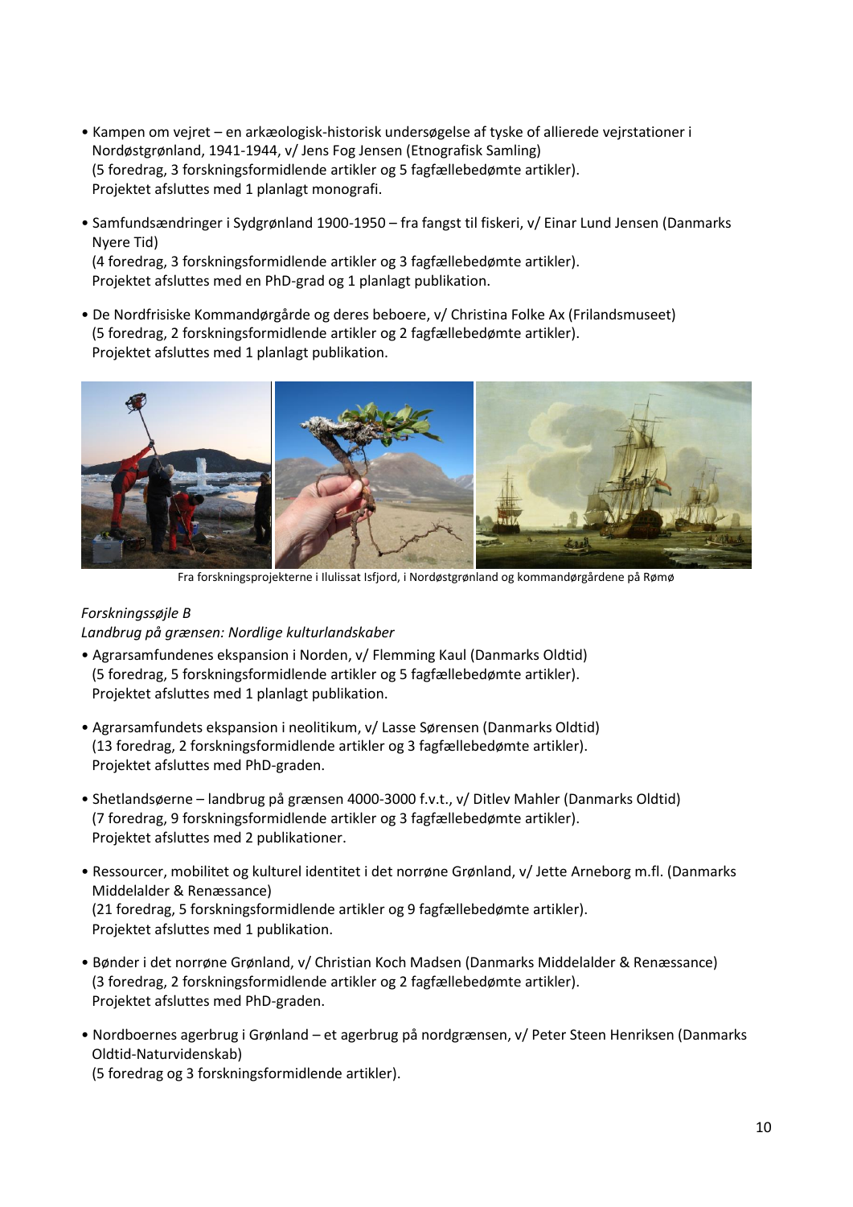- Kampen om vejret – en arkæologisk-historisk undersøgelse af tyske of allierede vejrstationer i Nordøstgrønland, 1941-1944, v/ Jens Fog Jensen (Etnografisk Samling)
  (5 foredrag, 3 forskningsformidlende artikler og 5 fagfællebedømte artikler).
  Projektet afsluttes med 1 planlagt monografi.

- Samfundsændringer i Sydgrønland 1900-1950 – fra fangst til fiskeri, v/ Einar Lund Jensen (Danmarks Nyere Tid)
  (4 foredrag, 3 forskningsformidlende artikler og 3 fagfællebedømte artikler).
  Projektet afsluttes med en PhD-grad og 1 planlagt publikation.

- De Nordfrisiske Kommandørgårde og deres beboere, v/ Christina Folke Ax (Frilandsmuseet)
  (5 foredrag, 2 forskningsformidlende artikler og 2 fagfællebedømte artikler).
  Projektet afsluttes med 1 planlagt publikation.

Fra forskningsprojekterne i Ilulissat Isfjord, i Nordøstgrønland og kommandørgårdene på Rømø

*Forskningssøjle B*
*Landbrug på grænsen: Nordlige kulturlandskaber*

- Agrarsamfundenes ekspansion i Norden, v/ Flemming Kaul (Danmarks Oldtid)
  (5 foredrag, 5 forskningsformidlende artikler og 5 fagfællebedømte artikler).
  Projektet afsluttes med 1 planlagt publikation.

- Agrarsamfundets ekspansion i neolitikum, v/ Lasse Sørensen (Danmarks Oldtid)
  (13 foredrag, 2 forskningsformidlende artikler og 3 fagfællebedømte artikler).
  Projektet afsluttes med PhD-graden.

- Shetlandsøerne – landbrug på grænsen 4000-3000 f.v.t., v/ Ditlev Mahler (Danmarks Oldtid)
  (7 foredrag, 9 forskningsformidlende artikler og 3 fagfællebedømte artikler).
  Projektet afsluttes med 2 publikationer.

- Ressourcer, mobilitet og kulturel identitet i det norrøne Grønland, v/ Jette Arneborg m.fl. (Danmarks Middelalder & Renæssance)
  (21 foredrag, 5 forskningsformidlende artikler og 9 fagfællebedømte artikler).
  Projektet afsluttes med 1 publikation.

- Bønder i det norrøne Grønland, v/ Christian Koch Madsen (Danmarks Middelalder & Renæssance)
  (3 foredrag, 2 forskningsformidlende artikler og 2 fagfællebedømte artikler).
  Projektet afsluttes med PhD-graden.

- Nordboernes agerbrug i Grønland – et agerbrug på nordgrænsen, v/ Peter Steen Henriksen (Danmarks Oldtid-Naturvidenskab)
  (5 foredrag og 3 forskningsformidlende artikler).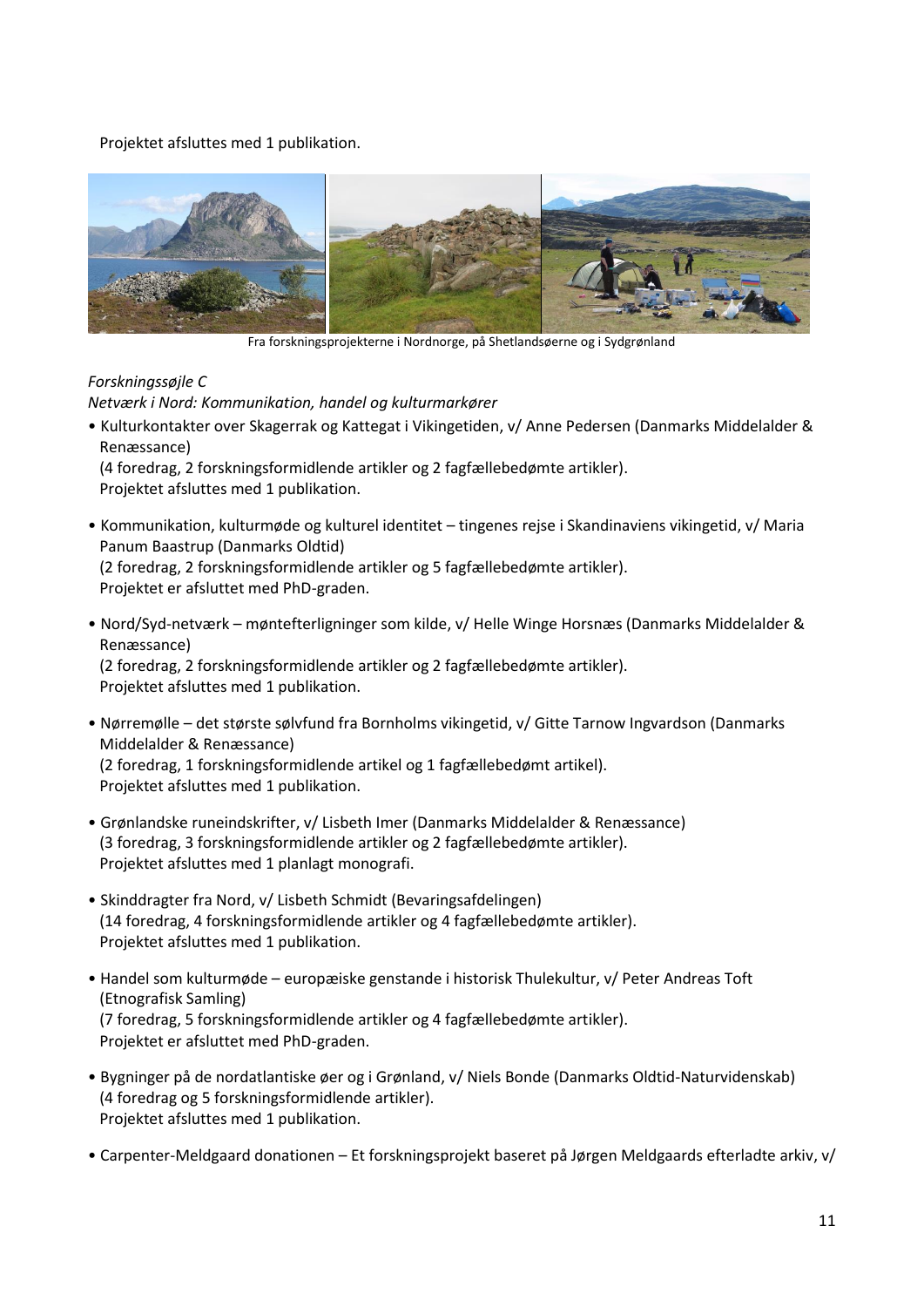Projektet afsluttes med 1 publikation.

Fra forskningsprojekterne i Nordnorge, på Shetlandsøerne og i Sydgrønland

*Forskningssøjle C*

*Netværk i Nord: Kommunikation, handel og kulturmarkører*

- Kulturkontakter over Skagerrak og Kattegat i Vikingetiden, v/ Anne Pedersen (Danmarks Middelalder & Renæssance)
  (4 foredrag, 2 forskningsformidlende artikler og 2 fagfællebedømte artikler).
  Projektet afsluttes med 1 publikation.

- Kommunikation, kulturmøde og kulturel identitet – tingenes rejse i Skandinaviens vikingetid, v/ Maria Panum Baastrup (Danmarks Oldtid)
  (2 foredrag, 2 forskningsformidlende artikler og 5 fagfællebedømte artikler).
  Projektet er afsluttet med PhD-graden.

- Nord/Syd-netværk – møntefterligninger som kilde, v/ Helle Winge Horsnæs (Danmarks Middelalder & Renæssance)
  (2 foredrag, 2 forskningsformidlende artikler og 2 fagfællebedømte artikler).
  Projektet afsluttes med 1 publikation.

- Nørremølle – det største sølvfund fra Bornholms vikingetid, v/ Gitte Tarnow Ingvardson (Danmarks Middelalder & Renæssance)
  (2 foredrag, 1 forskningsformidlende artikel og 1 fagfællebedømt artikel).
  Projektet afsluttes med 1 publikation.

- Grønlandske runeindskrifter, v/ Lisbeth Imer (Danmarks Middelalder & Renæssance)
  (3 foredrag, 3 forskningsformidlende artikler og 2 fagfællebedømte artikler).
  Projektet afsluttes med 1 planlagt monografi.

- Skinddragter fra Nord, v/ Lisbeth Schmidt (Bevaringsafdelingen)
  (14 foredrag, 4 forskningsformidlende artikler og 4 fagfællebedømte artikler).
  Projektet afsluttes med 1 publikation.

- Handel som kulturmøde – europæiske genstande i historisk Thulekultur, v/ Peter Andreas Toft (Etnografisk Samling)
  (7 foredrag, 5 forskningsformidlende artikler og 4 fagfællebedømte artikler).
  Projektet er afsluttet med PhD-graden.

- Bygninger på de nordatlantiske øer og i Grønland, v/ Niels Bonde (Danmarks Oldtid-Naturvidenskab)
  (4 foredrag og 5 forskningsformidlende artikler).
  Projektet afsluttes med 1 publikation.

- Carpenter-Meldgaard donationen – Et forskningsprojekt baseret på Jørgen Meldgaards efterladte arkiv, v/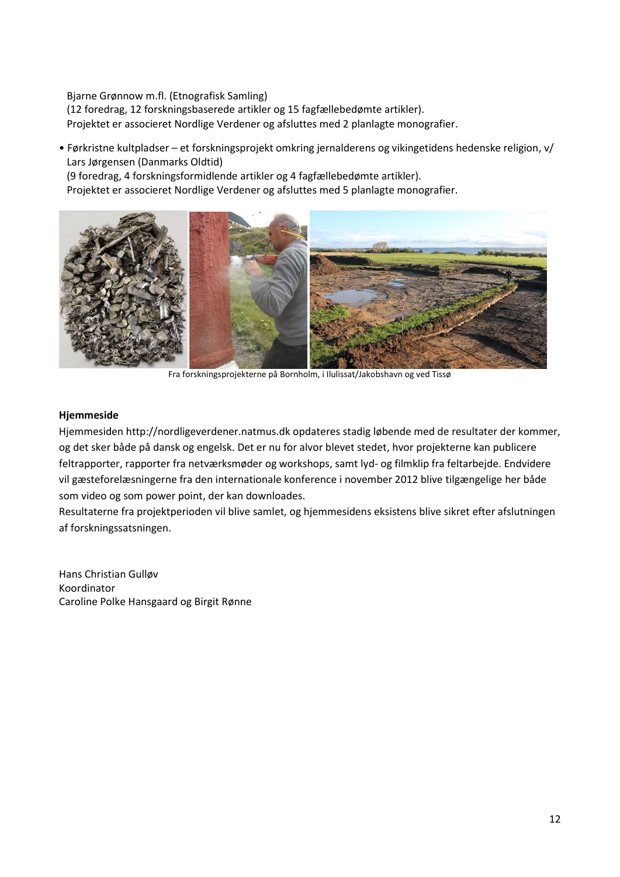Bjarne Grønnow m.fl. (Etnografisk Samling)
(12 foredrag, 12 forskningsbaserede artikler og 15 fagfællebedømte artikler).
Projektet er associeret Nordlige Verdener og afsluttes med 2 planlagte monografier.

- Førkristne kultpladser – et forskningsprojekt omkring jernalderens og vikingetidens hedenske religion, v/ Lars Jørgensen (Danmarks Oldtid)
  (9 foredrag, 4 forskningsformidlende artikler og 4 fagfællebedømte artikler).
  Projektet er associeret Nordlige Verdener og afsluttes med 5 planlagte monografier.

Fra forskningsprojekterne på Bornholm, i Ilulissat/Jakobshavn og ved Tissø

**Hjemmeside**

Hjemmesiden http://nordligeverdener.natmus.dk opdateres stadig løbende med de resultater der kommer, og det sker både på dansk og engelsk. Det er nu for alvor blevet stedet, hvor projekterne kan publicere feltrapporter, rapporter fra netværksmøder og workshops, samt lyd- og filmklip fra feltarbejde. Endvidere vil gæsteforelæsningerne fra den internationale konference i november 2012 blive tilgængelige her både som video og som power point, der kan downloades.
Resultaterne fra projektperioden vil blive samlet, og hjemmesidens eksistens blive sikret efter afslutningen af forskningssatsningen.

Hans Christian Gulløv
Koordinator
Caroline Polke Hansgaard og Birgit Rønne